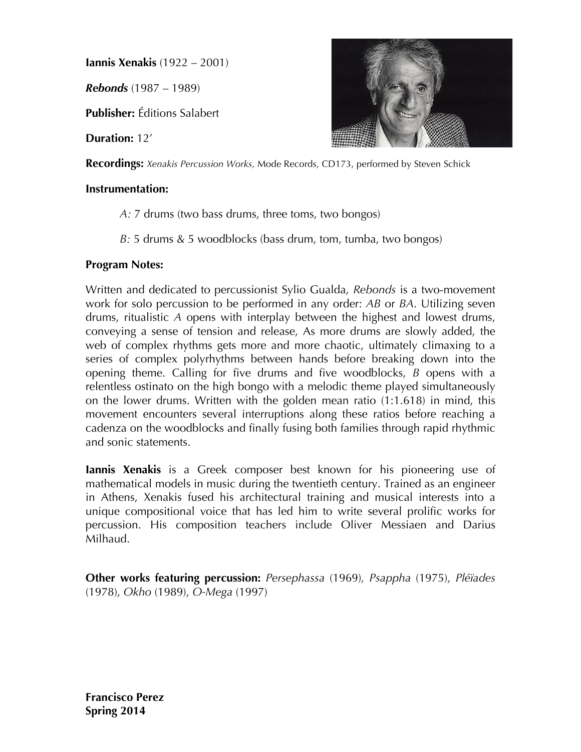**Iannis Xenakis** (1922 – 2001)

***Rebonds*** (1987 – 1989)

**Publisher:** Éditions Salabert

**Duration:** 12'

**Recordings:** *Xenakis Percussion Works,* Mode Records, CD173, performed by Steven Schick

**Instrumentation:**

> *A:* 7 drums (two bass drums, three toms, two bongos)
>
> *B:* 5 drums & 5 woodblocks (bass drum, tom, tumba, two bongos)

**Program Notes:**

Written and dedicated to percussionist Sylio Gualda, *Rebonds* is a two-movement work for solo percussion to be performed in any order: *AB* or *BA*. Utilizing seven drums, ritualistic *A* opens with interplay between the highest and lowest drums, conveying a sense of tension and release, As more drums are slowly added, the web of complex rhythms gets more and more chaotic, ultimately climaxing to a series of complex polyrhythms between hands before breaking down into the opening theme. Calling for five drums and five woodblocks, *B* opens with a relentless ostinato on the high bongo with a melodic theme played simultaneously on the lower drums. Written with the golden mean ratio (1:1.618) in mind, this movement encounters several interruptions along these ratios before reaching a cadenza on the woodblocks and finally fusing both families through rapid rhythmic and sonic statements.

**Iannis Xenakis** is a Greek composer best known for his pioneering use of mathematical models in music during the twentieth century. Trained as an engineer in Athens, Xenakis fused his architectural training and musical interests into a unique compositional voice that has led him to write several prolific works for percussion. His composition teachers include Oliver Messiaen and Darius Milhaud.

**Other works featuring percussion:** *Persephassa* (1969), *Psappha* (1975), *Pléïades* (1978), *Okho* (1989), *O-Mega* (1997)

**Francisco Perez**
**Spring 2014**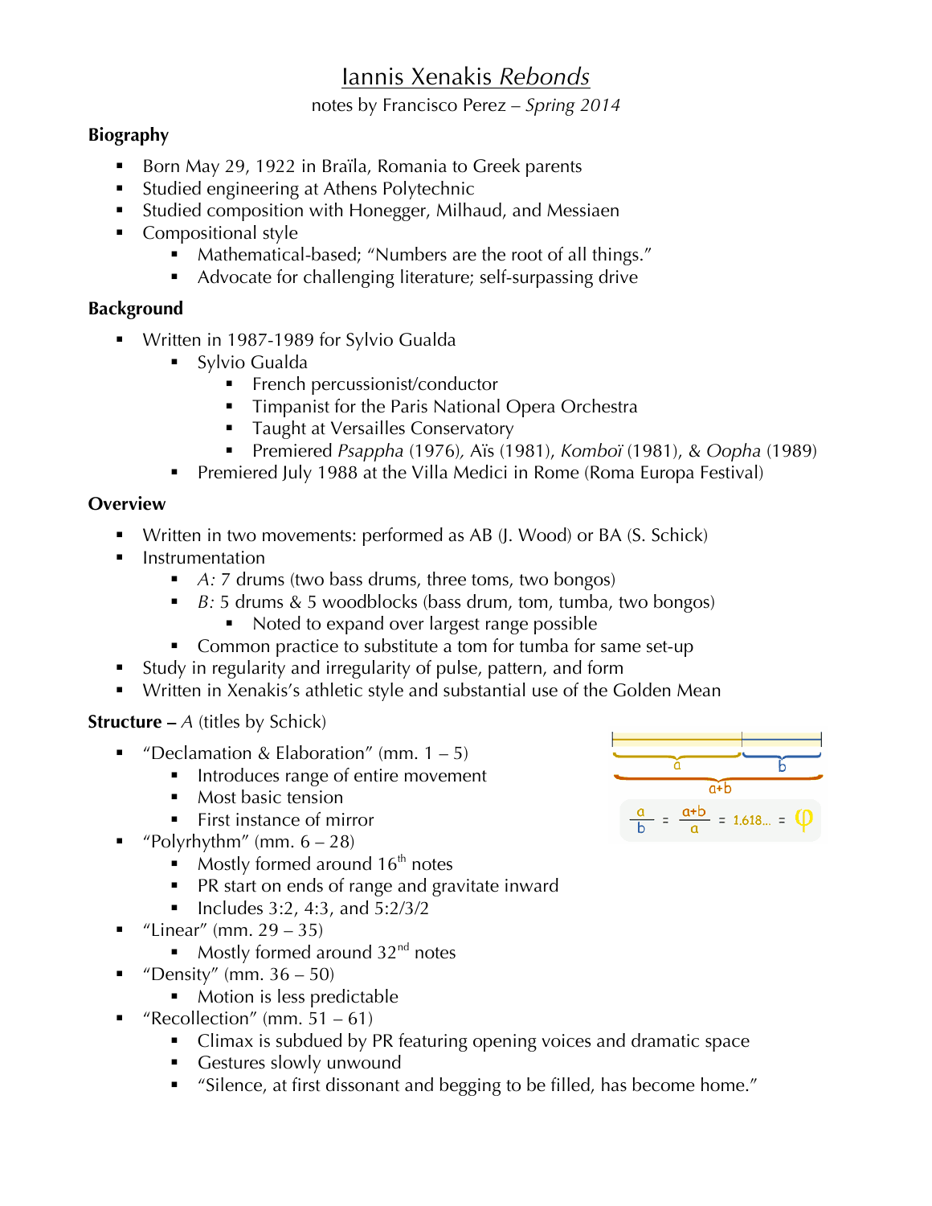# Iannis Xenakis *Rebonds*

notes by Francisco Perez – *Spring 2014*

**Biography**

- Born May 29, 1922 in Braïla, Romania to Greek parents
- Studied engineering at Athens Polytechnic
- Studied composition with Honegger, Milhaud, and Messiaen
- Compositional style
  - Mathematical-based; "Numbers are the root of all things."
  - Advocate for challenging literature; self-surpassing drive

**Background**

- Written in 1987-1989 for Sylvio Gualda
  - Sylvio Gualda
    - French percussionist/conductor
    - Timpanist for the Paris National Opera Orchestra
    - Taught at Versailles Conservatory
    - Premiered *Psappha* (1976), Aïs (1981), *Komboï* (1981), & *Oopha* (1989)
  - Premiered July 1988 at the Villa Medici in Rome (Roma Europa Festival)

**Overview**

- Written in two movements: performed as AB (J. Wood) or BA (S. Schick)
- Instrumentation
  - *A:* 7 drums (two bass drums, three toms, two bongos)
  - *B:* 5 drums & 5 woodblocks (bass drum, tom, tumba, two bongos)
    - Noted to expand over largest range possible
  - Common practice to substitute a tom for tumba for same set-up
- Study in regularity and irregularity of pulse, pattern, and form
- Written in Xenakis's athletic style and substantial use of the Golden Mean

$$\frac{a}{b} = \frac{a+b}{a} = 1.618... = \varphi$$

**Structure – *A*** (titles by Schick)

- "Declamation & Elaboration" (mm. 1 – 5)
  - Introduces range of entire movement
  - Most basic tension
  - First instance of mirror
- "Polyrhythm" (mm. 6 – 28)
  - Mostly formed around 16th notes
  - PR start on ends of range and gravitate inward
  - Includes 3:2, 4:3, and 5:2/3/2
- "Linear" (mm. 29 – 35)
  - Mostly formed around 32nd notes
- "Density" (mm. 36 – 50)
  - Motion is less predictable
- "Recollection" (mm. 51 – 61)
  - Climax is subdued by PR featuring opening voices and dramatic space
  - Gestures slowly unwound
  - "Silence, at first dissonant and begging to be filled, has become home."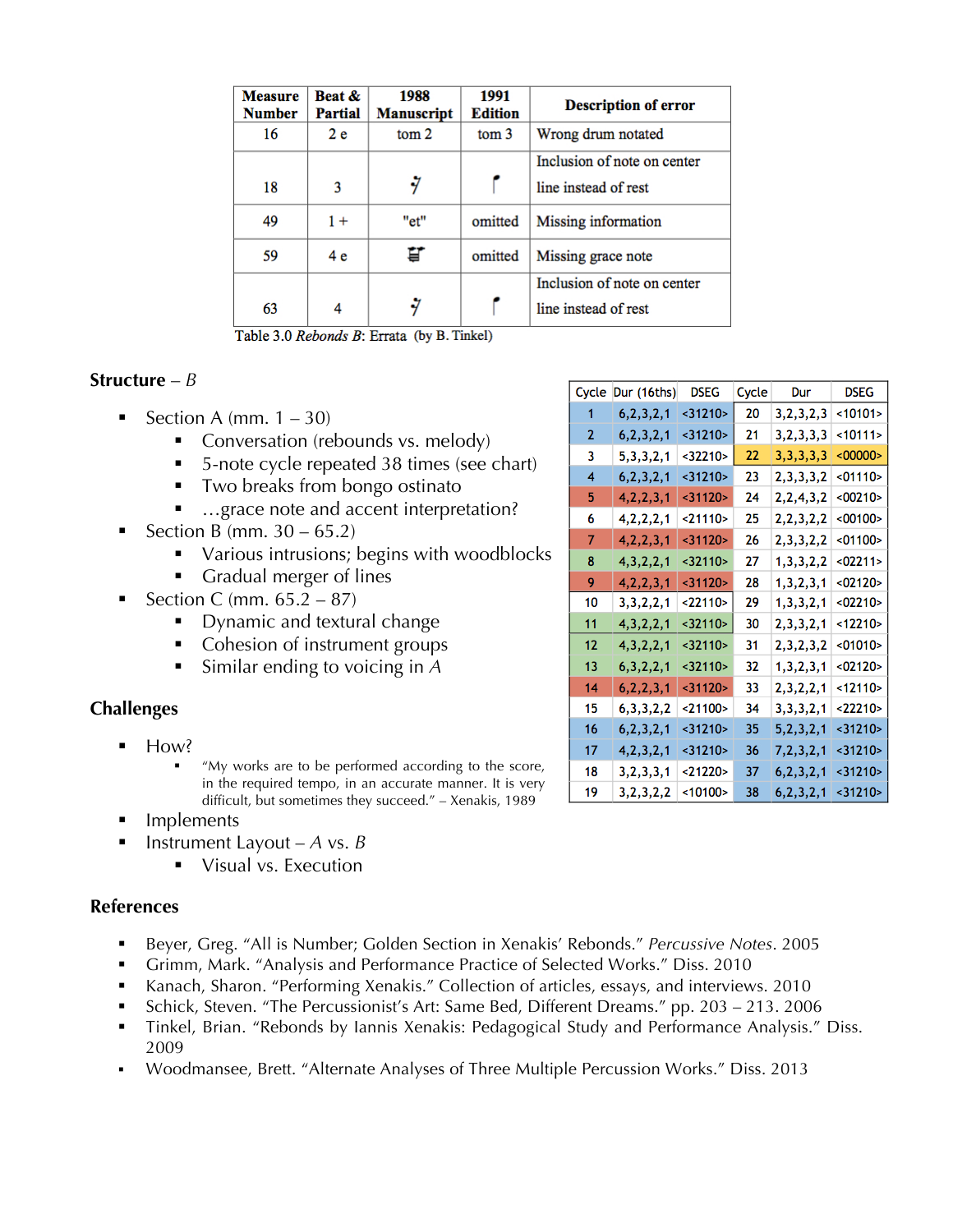| Measure Number | Beat & Partial | 1988 Manuscript | 1991 Edition | Description of error |
|---|---|---|---|---|
| 16 | 2 e | tom 2 | tom 3 | Wrong drum notated |
| 18 | 3 | 𝄾 | 𝅘𝅥𝅮 | Inclusion of note on center line instead of rest |
| 49 | 1 + | "et" | omitted | Missing information |
| 59 | 4 e | 𝆔 | omitted | Missing grace note |
| 63 | 4 | 𝄾 | 𝅘𝅥𝅮 | Inclusion of note on center line instead of rest |

Table 3.0 *Rebonds B*: Errata (by B. Tinkel)

## Structure – *B*

- Section A (mm. 1 – 30)
  - Conversation (rebounds vs. melody)
  - 5-note cycle repeated 38 times (see chart)
  - Two breaks from bongo ostinato
  - …grace note and accent interpretation?
- Section B (mm. 30 – 65.2)
  - Various intrusions; begins with woodblocks
  - Gradual merger of lines
- Section C (mm. 65.2 – 87)
  - Dynamic and textural change
  - Cohesion of instrument groups
  - Similar ending to voicing in *A*

| Cycle | Dur (16ths) | DSEG | Cycle | Dur | DSEG |
|---|---|---|---|---|---|
| 1 | 6,2,3,2,1 | <31210> | 20 | 3,2,3,2,3 | <10101> |
| 2 | 6,2,3,2,1 | <31210> | 21 | 3,2,3,3,3 | <10111> |
| 3 | 5,3,3,2,1 | <32210> | 22 | 3,3,3,3,3 | <00000> |
| 4 | 6,2,3,2,1 | <31210> | 23 | 2,3,3,3,2 | <01110> |
| 5 | 4,2,2,3,1 | <31120> | 24 | 2,2,4,3,2 | <00210> |
| 6 | 4,2,2,2,1 | <21110> | 25 | 2,2,3,2,2 | <00100> |
| 7 | 4,2,2,3,1 | <31120> | 26 | 2,3,3,2,2 | <01100> |
| 8 | 4,3,2,2,1 | <32110> | 27 | 1,3,3,2,2 | <02211> |
| 9 | 4,2,2,3,1 | <31120> | 28 | 1,3,2,3,1 | <02120> |
| 10 | 3,3,2,2,1 | <22110> | 29 | 1,3,3,2,1 | <02210> |
| 11 | 4,3,2,2,1 | <32110> | 30 | 2,3,3,2,1 | <12210> |
| 12 | 4,3,2,2,1 | <32110> | 31 | 2,3,2,3,2 | <01010> |
| 13 | 6,3,2,2,1 | <32110> | 32 | 1,3,2,3,1 | <02120> |
| 14 | 6,2,2,3,1 | <31120> | 33 | 2,3,2,2,1 | <12110> |
| 15 | 6,3,3,2,2 | <21100> | 34 | 3,3,3,2,1 | <22210> |
| 16 | 6,2,3,2,1 | <31210> | 35 | 5,2,3,2,1 | <31210> |
| 17 | 4,2,3,2,1 | <31210> | 36 | 7,2,3,2,1 | <31210> |
| 18 | 3,2,3,3,1 | <21220> | 37 | 6,2,3,2,1 | <31210> |
| 19 | 3,2,3,2,2 | <10100> | 38 | 6,2,3,2,1 | <31210> |

## Challenges

- How?
  - "My works are to be performed according to the score, in the required tempo, in an accurate manner. It is very difficult, but sometimes they succeed." – Xenakis, 1989
- Implements
- Instrument Layout – *A* vs. *B*
  - Visual vs. Execution

## References

- Beyer, Greg. "All is Number; Golden Section in Xenakis' Rebonds." *Percussive Notes*. 2005
- Grimm, Mark. "Analysis and Performance Practice of Selected Works." Diss. 2010
- Kanach, Sharon. "Performing Xenakis." Collection of articles, essays, and interviews. 2010
- Schick, Steven. "The Percussionist's Art: Same Bed, Different Dreams." pp. 203 – 213. 2006
- Tinkel, Brian. "Rebonds by Iannis Xenakis: Pedagogical Study and Performance Analysis." Diss. 2009
- Woodmansee, Brett. "Alternate Analyses of Three Multiple Percussion Works." Diss. 2013